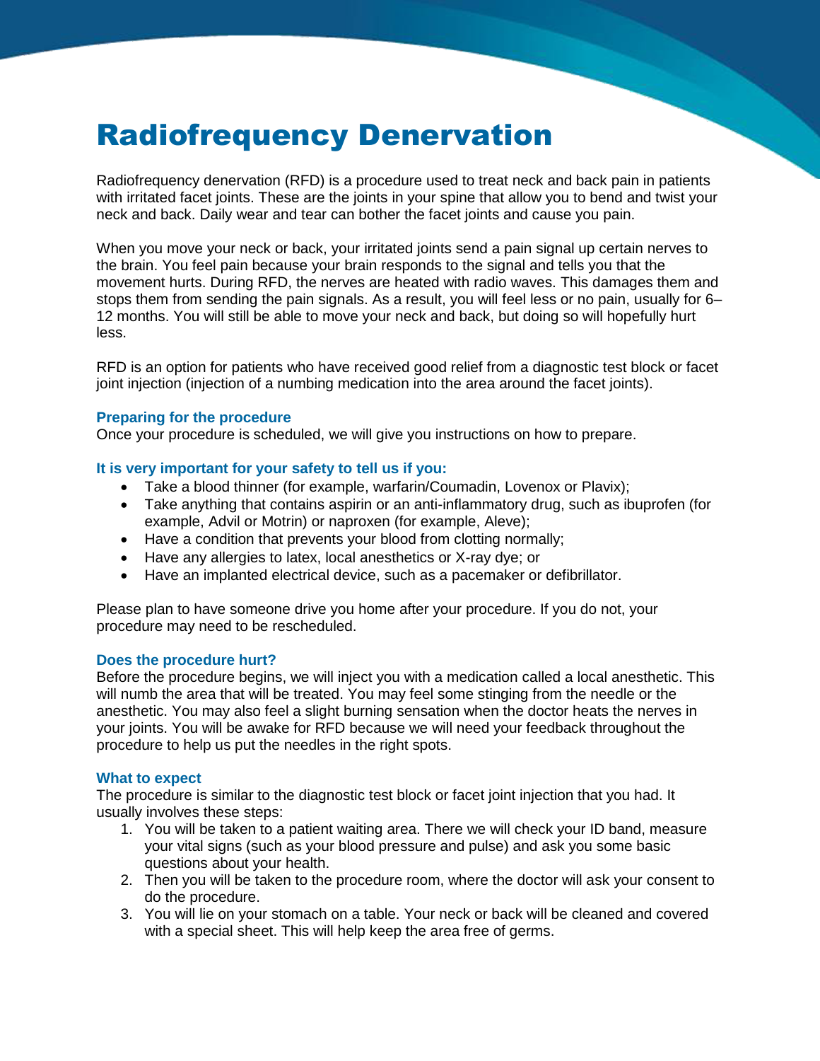# Radiofrequency Denervation

Radiofrequency denervation (RFD) is a procedure used to treat neck and back pain in patients with irritated facet joints. These are the joints in your spine that allow you to bend and twist your neck and back. Daily wear and tear can bother the facet joints and cause you pain.

When you move your neck or back, your irritated joints send a pain signal up certain nerves to the brain. You feel pain because your brain responds to the signal and tells you that the movement hurts. During RFD, the nerves are heated with radio waves. This damages them and stops them from sending the pain signals. As a result, you will feel less or no pain, usually for 6–12 months. You will still be able to move your neck and back, but doing so will hopefully hurt less.

RFD is an option for patients who have received good relief from a diagnostic test block or facet joint injection (injection of a numbing medication into the area around the facet joints).

### Preparing for the procedure

Once your procedure is scheduled, we will give you instructions on how to prepare.

### It is very important for your safety to tell us if you:

- Take a blood thinner (for example, warfarin/Coumadin, Lovenox or Plavix);
- Take anything that contains aspirin or an anti-inflammatory drug, such as ibuprofen (for example, Advil or Motrin) or naproxen (for example, Aleve);
- Have a condition that prevents your blood from clotting normally;
- Have any allergies to latex, local anesthetics or X-ray dye; or
- Have an implanted electrical device, such as a pacemaker or defibrillator.

Please plan to have someone drive you home after your procedure. If you do not, your procedure may need to be rescheduled.

### Does the procedure hurt?

Before the procedure begins, we will inject you with a medication called a local anesthetic. This will numb the area that will be treated. You may feel some stinging from the needle or the anesthetic. You may also feel a slight burning sensation when the doctor heats the nerves in your joints. You will be awake for RFD because we will need your feedback throughout the procedure to help us put the needles in the right spots.

### What to expect

The procedure is similar to the diagnostic test block or facet joint injection that you had. It usually involves these steps:

1. You will be taken to a patient waiting area. There we will check your ID band, measure your vital signs (such as your blood pressure and pulse) and ask you some basic questions about your health.
2. Then you will be taken to the procedure room, where the doctor will ask your consent to do the procedure.
3. You will lie on your stomach on a table. Your neck or back will be cleaned and covered with a special sheet. This will help keep the area free of germs.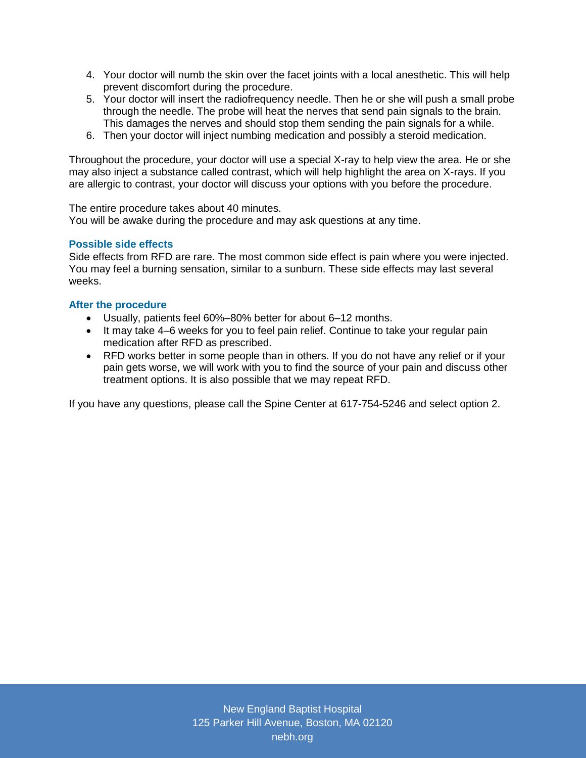4. Your doctor will numb the skin over the facet joints with a local anesthetic. This will help prevent discomfort during the procedure.
5. Your doctor will insert the radiofrequency needle. Then he or she will push a small probe through the needle. The probe will heat the nerves that send pain signals to the brain. This damages the nerves and should stop them sending the pain signals for a while.
6. Then your doctor will inject numbing medication and possibly a steroid medication.

Throughout the procedure, your doctor will use a special X-ray to help view the area. He or she may also inject a substance called contrast, which will help highlight the area on X-rays. If you are allergic to contrast, your doctor will discuss your options with you before the procedure.

The entire procedure takes about 40 minutes.
You will be awake during the procedure and may ask questions at any time.

### Possible side effects

Side effects from RFD are rare. The most common side effect is pain where you were injected. You may feel a burning sensation, similar to a sunburn. These side effects may last several weeks.

### After the procedure

- Usually, patients feel 60%–80% better for about 6–12 months.
- It may take 4–6 weeks for you to feel pain relief. Continue to take your regular pain medication after RFD as prescribed.
- RFD works better in some people than in others. If you do not have any relief or if your pain gets worse, we will work with you to find the source of your pain and discuss other treatment options. It is also possible that we may repeat RFD.

If you have any questions, please call the Spine Center at 617-754-5246 and select option 2.

New England Baptist Hospital
125 Parker Hill Avenue, Boston, MA 02120
nebh.org